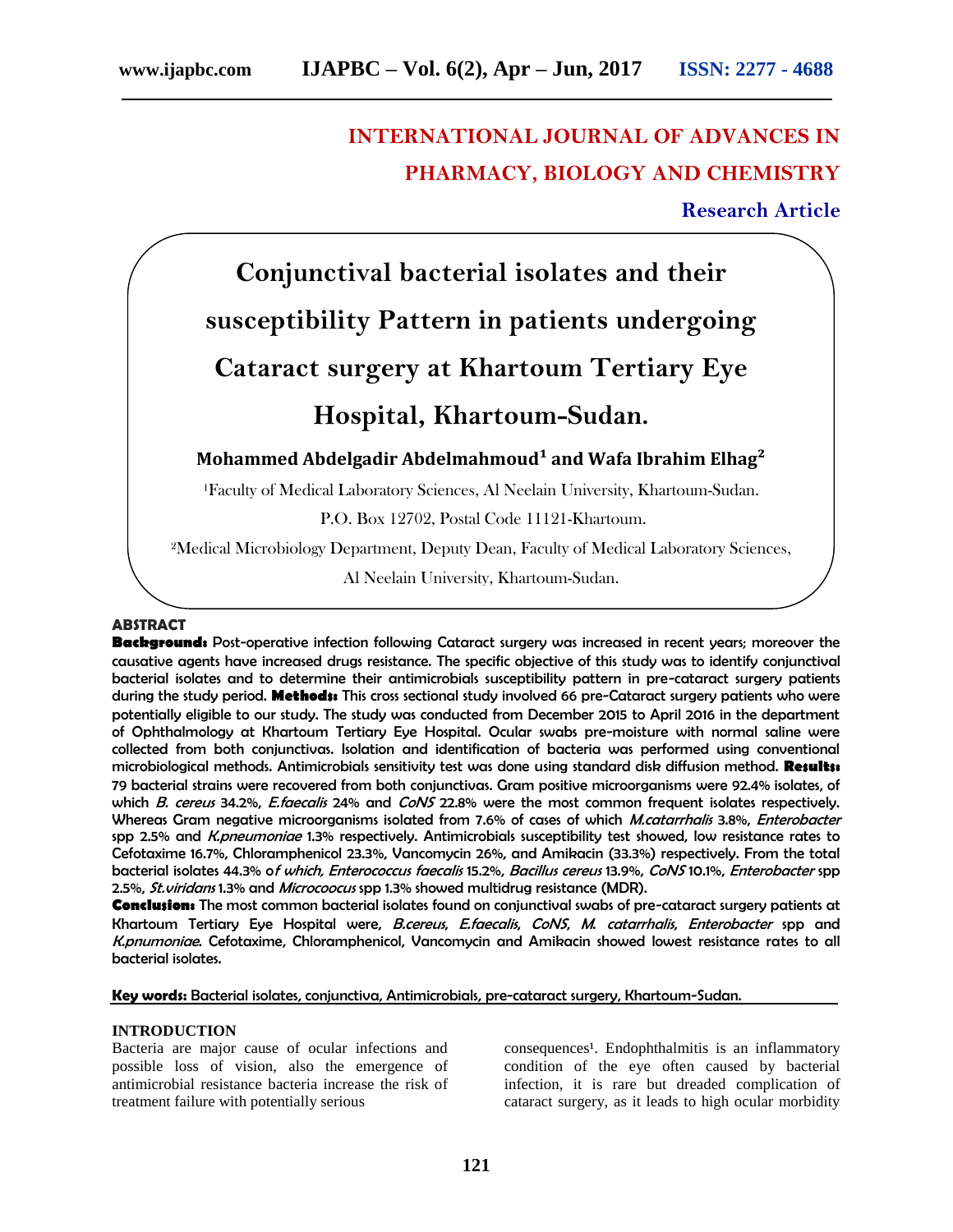# INTERNATIONAL JOURNAL OF ADVANCES IN PHARMACY, BIOLOGY AND CHEMISTRY

**Research Article**

# Conjunctival bacterial isolates and their susceptibility Pattern in patients undergoing Cataract surgery at Khartoum Tertiary Eye Hospital, Khartoum-Sudan.

**Mohammed Abdelgadir Abdelmahmoud[1] and Wafa Ibrahim Elhag[2]**

[1]Faculty of Medical Laboratory Sciences, Al Neelain University, Khartoum-Sudan. P.O. Box 12702, Postal Code 11121-Khartoum.

[2]Medical Microbiology Department, Deputy Dean, Faculty of Medical Laboratory Sciences, Al Neelain University, Khartoum-Sudan.

## ABSTRACT

**Background:** Post-operative infection following Cataract surgery was increased in recent years; moreover the causative agents have increased drugs resistance. The specific objective of this study was to identify conjunctival bacterial isolates and to determine their antimicrobials susceptibility pattern in pre-cataract surgery patients during the study period. **Methods:** This cross sectional study involved 66 pre-Cataract surgery patients who were potentially eligible to our study. The study was conducted from December 2015 to April 2016 in the department of Ophthalmology at Khartoum Tertiary Eye Hospital. Ocular swabs pre-moisture with normal saline were collected from both conjunctivas. Isolation and identification of bacteria was performed using conventional microbiological methods. Antimicrobials sensitivity test was done using standard disk diffusion method. **Results:** 79 bacterial strains were recovered from both conjunctivas. Gram positive microorganisms were 92.4% isolates, of which *B. cereus* 34.2%, *E.faecalis* 24% and *CoNS* 22.8% were the most common frequent isolates respectively. Whereas Gram negative microorganisms isolated from 7.6% of cases of which *M.catarrhalis* 3.8%, *Enterobacter* spp 2.5% and *K.pneumoniae* 1.3% respectively. Antimicrobials susceptibility test showed, low resistance rates to Cefotaxime 16.7%, Chloramphenicol 23.3%, Vancomycin 26%, and Amikacin (33.3%) respectively. From the total bacterial isolates 44.3% o*f which, Enterococcus faecalis* 15.2%, *Bacillus cereus* 13.9%, *CoNS* 10.1%, *Enterobacter* spp 2.5%, *St.viridans* 1.3% and *Micrococus* spp 1.3% showed multidrug resistance (MDR).

**Conclusion:** The most common bacterial isolates found on conjunctival swabs of pre-cataract surgery patients at Khartoum Tertiary Eye Hospital were, *B.cereus, E.faecalis, CoNS, M. catarrhalis, Enterobacter* spp and *K.pnumoniae*. Cefotaxime, Chloramphenicol, Vancomycin and Amikacin showed lowest resistance rates to all bacterial isolates.

**Key words:** Bacterial isolates, conjunctiva, Antimicrobials, pre-cataract surgery, Khartoum-Sudan.

## INTRODUCTION

Bacteria are major cause of ocular infections and possible loss of vision, also the emergence of antimicrobial resistance bacteria increase the risk of treatment failure with potentially serious consequences[1]. Endophthalmitis is an inflammatory condition of the eye often caused by bacterial infection, it is rare but dreaded complication of cataract surgery, as it leads to high ocular morbidity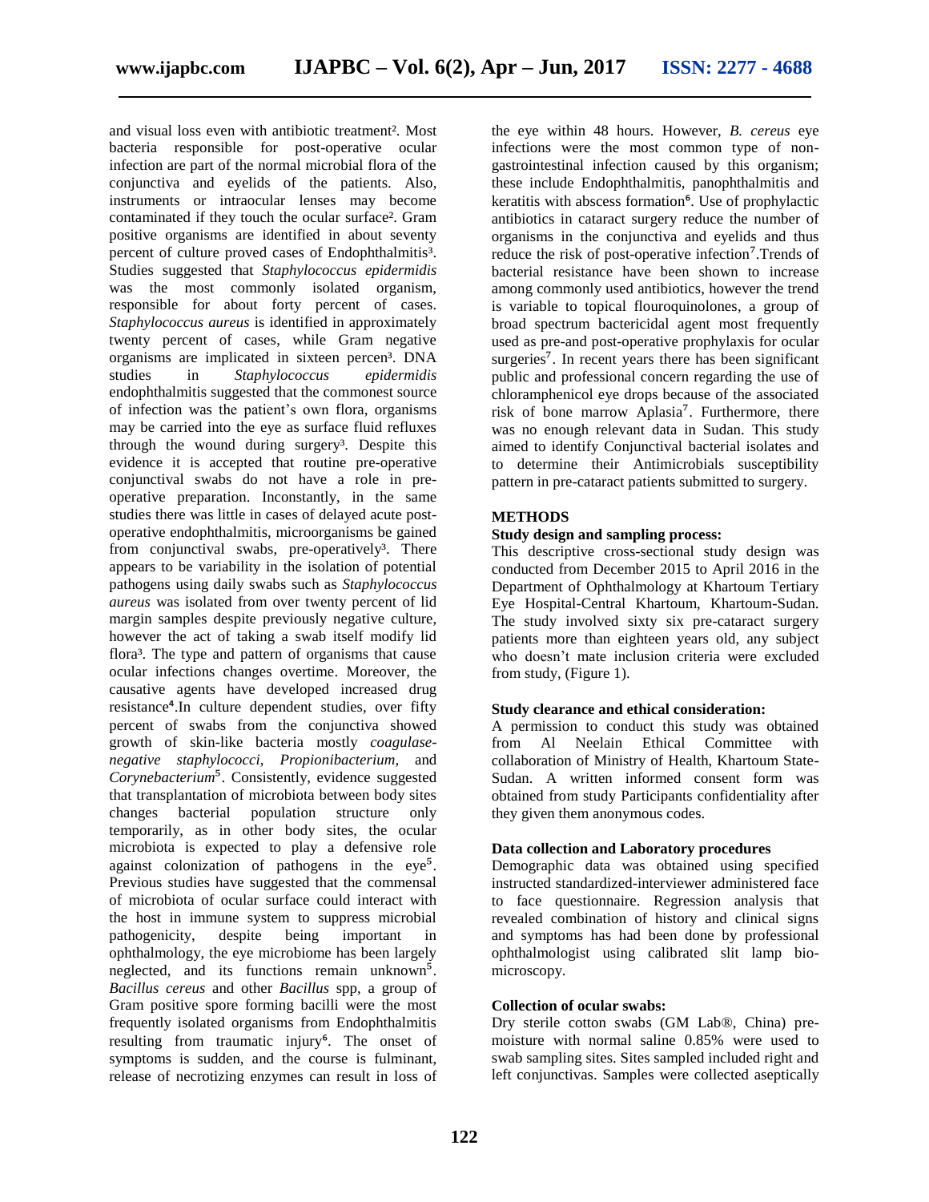and visual loss even with antibiotic treatment[2]. Most bacteria responsible for post-operative ocular infection are part of the normal microbial flora of the conjunctiva and eyelids of the patients. Also, instruments or intraocular lenses may become contaminated if they touch the ocular surface[2]. Gram positive organisms are identified in about seventy percent of culture proved cases of Endophthalmitis[3]. Studies suggested that *Staphylococcus epidermidis* was the most commonly isolated organism, responsible for about forty percent of cases. *Staphylococcus aureus* is identified in approximately twenty percent of cases, while Gram negative organisms are implicated in sixteen percen[3]. DNA studies in *Staphylococcus epidermidis* endophthalmitis suggested that the commonest source of infection was the patient's own flora, organisms may be carried into the eye as surface fluid refluxes through the wound during surgery[3]. Despite this evidence it is accepted that routine pre-operative conjunctival swabs do not have a role in pre-operative preparation. Inconstantly, in the same studies there was little in cases of delayed acute post-operative endophthalmitis, microorganisms be gained from conjunctival swabs, pre-operatively[3]. There appears to be variability in the isolation of potential pathogens using daily swabs such as *Staphylococcus aureus* was isolated from over twenty percent of lid margin samples despite previously negative culture, however the act of taking a swab itself modify lid flora[3]. The type and pattern of organisms that cause ocular infections changes overtime. Moreover, the causative agents have developed increased drug resistance[4].In culture dependent studies, over fifty percent of swabs from the conjunctiva showed growth of skin-like bacteria mostly *coagulase-negative staphylococci*, *Propionibacterium*, and *Corynebacterium*[5]. Consistently, evidence suggested that transplantation of microbiota between body sites changes bacterial population structure only temporarily, as in other body sites, the ocular microbiota is expected to play a defensive role against colonization of pathogens in the eye[5]. Previous studies have suggested that the commensal of microbiota of ocular surface could interact with the host in immune system to suppress microbial pathogenicity, despite being important in ophthalmology, the eye microbiome has been largely neglected, and its functions remain unknown[5]. *Bacillus cereus* and other *Bacillus* spp, a group of Gram positive spore forming bacilli were the most frequently isolated organisms from Endophthalmitis resulting from traumatic injury[6]. The onset of symptoms is sudden, and the course is fulminant, release of necrotizing enzymes can result in loss of the eye within 48 hours. However, *B. cereus* eye infections were the most common type of non-gastrointestinal infection caused by this organism; these include Endophthalmitis, panophthalmitis and keratitis with abscess formation[6]. Use of prophylactic antibiotics in cataract surgery reduce the number of organisms in the conjunctiva and eyelids and thus reduce the risk of post-operative infection[7].Trends of bacterial resistance have been shown to increase among commonly used antibiotics, however the trend is variable to topical flouroquinolones, a group of broad spectrum bactericidal agent most frequently used as pre-and post-operative prophylaxis for ocular surgeries[7]. In recent years there has been significant public and professional concern regarding the use of chloramphenicol eye drops because of the associated risk of bone marrow Aplasia[7]. Furthermore, there was no enough relevant data in Sudan. This study aimed to identify Conjunctival bacterial isolates and to determine their Antimicrobials susceptibility pattern in pre-cataract patients submitted to surgery.

## METHODS

### Study design and sampling process:

This descriptive cross-sectional study design was conducted from December 2015 to April 2016 in the Department of Ophthalmology at Khartoum Tertiary Eye Hospital-Central Khartoum, Khartoum-Sudan. The study involved sixty six pre-cataract surgery patients more than eighteen years old, any subject who doesn't mate inclusion criteria were excluded from study, (Figure 1).

### Study clearance and ethical consideration:

A permission to conduct this study was obtained from Al Neelain Ethical Committee with collaboration of Ministry of Health, Khartoum State-Sudan. A written informed consent form was obtained from study Participants confidentiality after they given them anonymous codes.

### Data collection and Laboratory procedures

Demographic data was obtained using specified instructed standardized-interviewer administered face to face questionnaire. Regression analysis that revealed combination of history and clinical signs and symptoms has had been done by professional ophthalmologist using calibrated slit lamp bio-microscopy.

### Collection of ocular swabs:

Dry sterile cotton swabs (GM Lab®, China) pre-moisture with normal saline 0.85% were used to swab sampling sites. Sites sampled included right and left conjunctivas. Samples were collected aseptically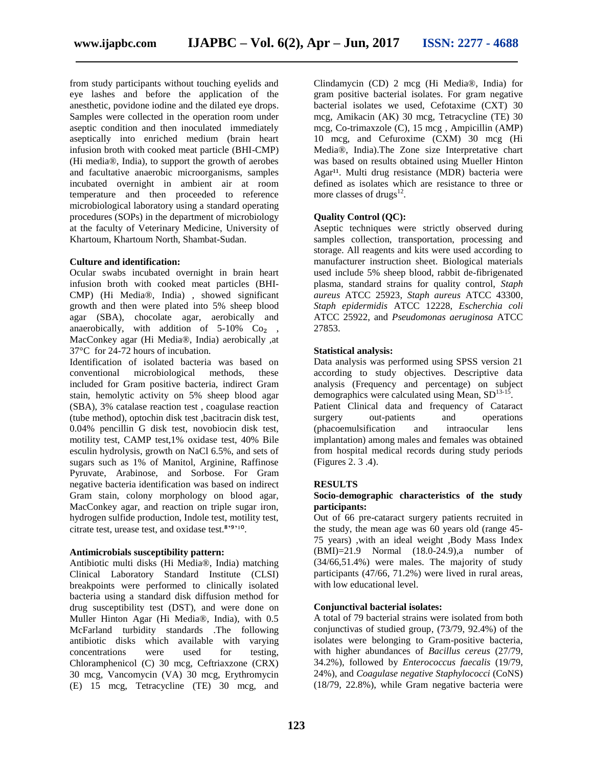from study participants without touching eyelids and eye lashes and before the application of the anesthetic, povidone iodine and the dilated eye drops. Samples were collected in the operation room under aseptic condition and then inoculated immediately aseptically into enriched medium (brain heart infusion broth with cooked meat particle (BHI-CMP) (Hi media®, India), to support the growth of aerobes and facultative anaerobic microorganisms, samples incubated overnight in ambient air at room temperature and then proceeded to reference microbiological laboratory using a standard operating procedures (SOPs) in the department of microbiology at the faculty of Veterinary Medicine, University of Khartoum, Khartoum North, Shambat-Sudan.

**Culture and identification:**

Ocular swabs incubated overnight in brain heart infusion broth with cooked meat particles (BHI-CMP) (Hi Media®, India) , showed significant growth and then were plated into 5% sheep blood agar (SBA), chocolate agar, aerobically and anaerobically, with addition of 5-10% $Co_2$ , MacConkey agar (Hi Media®, India) aerobically ,at 37°C for 24-72 hours of incubation.

Identification of isolated bacteria was based on conventional microbiological methods, these included for Gram positive bacteria, indirect Gram stain, hemolytic activity on 5% sheep blood agar (SBA), 3% catalase reaction test , coagulase reaction (tube method), optochin disk test ,bacitracin disk test, 0.04% pencillin G disk test, novobiocin disk test, motility test, CAMP test,1% oxidase test, 40% Bile esculin hydrolysis, growth on NaCl 6.5%, and sets of sugars such as 1% of Manitol, Arginine, Raffinose Pyruvate, Arabinose, and Sorbose. For Gram negative bacteria identification was based on indirect Gram stain, colony morphology on blood agar, MacConkey agar, and reaction on triple sugar iron, hydrogen sulfide production, Indole test, motility test, citrate test, urease test, and oxidase test.[8,9,10].

**Antimicrobials susceptibility pattern:**

Antibiotic multi disks (Hi Media®, India) matching Clinical Laboratory Standard Institute (CLSI) breakpoints were performed to clinically isolated bacteria using a standard disk diffusion method for drug susceptibility test (DST), and were done on Muller Hinton Agar (Hi Media®, India), with 0.5 McFarland turbidity standards .The following antibiotic disks which available with varying concentrations were used for testing, Chloramphenicol (C) 30 mcg, Ceftriaxzone (CRX) 30 mcg, Vancomycin (VA) 30 mcg, Erythromycin (E) 15 mcg, Tetracycline (TE) 30 mcg, and Clindamycin (CD) 2 mcg (Hi Media®, India) for gram positive bacterial isolates. For gram negative bacterial isolates we used, Cefotaxime (CXT) 30 mcg, Amikacin (AK) 30 mcg, Tetracycline (TE) 30 mcg, Co-trimaxzole (C), 15 mcg , Ampicillin (AMP) 10 mcg, and Cefuroxime (CXM) 30 mcg (Hi Media®, India).The Zone size Interpretative chart was based on results obtained using Mueller Hinton Agar[11]. Multi drug resistance (MDR) bacteria were defined as isolates which are resistance to three or more classes of drugs[12].

**Quality Control (QC):**

Aseptic techniques were strictly observed during samples collection, transportation, processing and storage. All reagents and kits were used according to manufacturer instruction sheet. Biological materials used include 5% sheep blood, rabbit de-fibrigenated plasma, standard strains for quality control, *Staph aureus* ATCC 25923, *Staph aureus* ATCC 43300, *Staph epidermidis* ATCC 12228, *Escherchia coli* ATCC 25922, and *Pseudomonas aeruginosa* ATCC 27853.

**Statistical analysis:**

Data analysis was performed using SPSS version 21 according to study objectives. Descriptive data analysis (Frequency and percentage) on subject demographics were calculated using Mean, SD[13-15].

Patient Clinical data and frequency of Cataract surgery out-patients and operations (phacoemulsification and intraocular lens implantation) among males and females was obtained from hospital medical records during study periods (Figures 2. 3 .4).

## RESULTS

**Socio-demographic characteristics of the study participants:**

Out of 66 pre-cataract surgery patients recruited in the study, the mean age was 60 years old (range 45-75 years) ,with an ideal weight ,Body Mass Index (BMI)=21.9 Normal (18.0-24.9),a number of (34/66,51.4%) were males. The majority of study participants (47/66, 71.2%) were lived in rural areas, with low educational level.

**Conjunctival bacterial isolates:**

A total of 79 bacterial strains were isolated from both conjunctivas of studied group, (73/79, 92.4%) of the isolates were belonging to Gram-positive bacteria, with higher abundances of *Bacillus cereus* (27/79, 34.2%), followed by *Enterococcus faecalis* (19/79, 24%), and *Coagulase negative Staphylococci* (CoNS) (18/79, 22.8%), while Gram negative bacteria were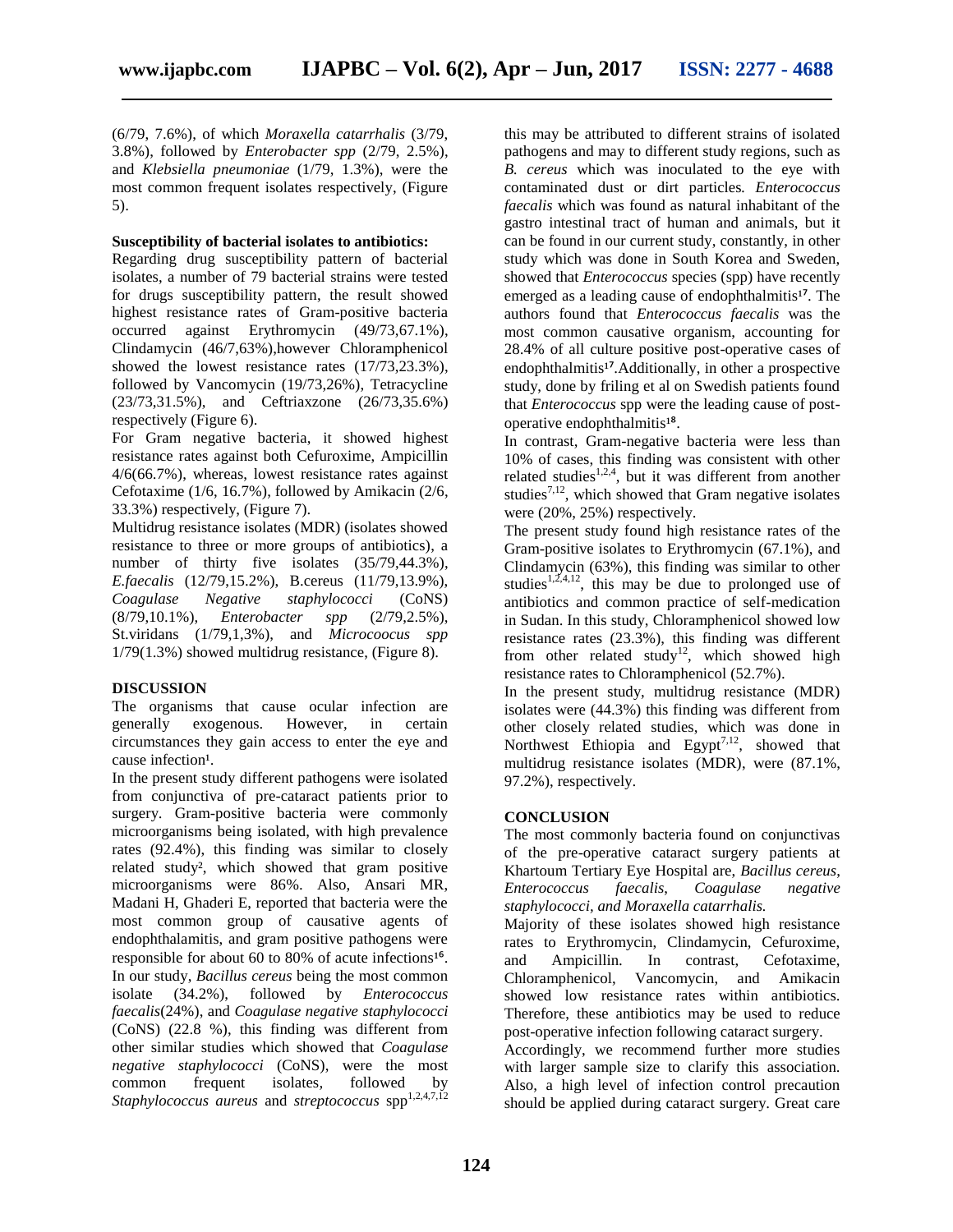(6/79, 7.6%), of which *Moraxella catarrhalis* (3/79, 3.8%), followed by *Enterobacter spp* (2/79, 2.5%), and *Klebsiella pneumoniae* (1/79, 1.3%), were the most common frequent isolates respectively, (Figure 5).

**Susceptibility of bacterial isolates to antibiotics:**

Regarding drug susceptibility pattern of bacterial isolates, a number of 79 bacterial strains were tested for drugs susceptibility pattern, the result showed highest resistance rates of Gram-positive bacteria occurred against Erythromycin (49/73,67.1%), Clindamycin (46/7,63%),however Chloramphenicol showed the lowest resistance rates (17/73,23.3%), followed by Vancomycin (19/73,26%), Tetracycline (23/73,31.5%), and Ceftriaxzone (26/73,35.6%) respectively (Figure 6).

For Gram negative bacteria, it showed highest resistance rates against both Cefuroxime, Ampicillin 4/6(66.7%), whereas, lowest resistance rates against Cefotaxime (1/6, 16.7%), followed by Amikacin (2/6, 33.3%) respectively, (Figure 7).

Multidrug resistance isolates (MDR) (isolates showed resistance to three or more groups of antibiotics), a number of thirty five isolates (35/79,44.3%), *E.faecalis* (12/79,15.2%), B.cereus (11/79,13.9%), *Coagulase Negative staphylococci* (CoNS) (8/79,10.1%), *Enterobacter spp* (2/79,2.5%), St.viridans (1/79,1,3%), and *Microcoocus spp* 1/79(1.3%) showed multidrug resistance, (Figure 8).

## DISCUSSION

The organisms that cause ocular infection are generally exogenous. However, in certain circumstances they gain access to enter the eye and cause infection[1].

In the present study different pathogens were isolated from conjunctiva of pre-cataract patients prior to surgery. Gram-positive bacteria were commonly microorganisms being isolated, with high prevalence rates (92.4%), this finding was similar to closely related study[2], which showed that gram positive microorganisms were 86%. Also, Ansari MR, Madani H, Ghaderi E, reported that bacteria were the most common group of causative agents of endophthalamitis, and gram positive pathogens were responsible for about 60 to 80% of acute infections[16]. In our study, *Bacillus cereus* being the most common isolate (34.2%), followed by *Enterococcus faecalis*(24%), and *Coagulase negative staphylococci* (CoNS) (22.8 %), this finding was different from other similar studies which showed that *Coagulase negative staphylococci* (CoNS), were the most common frequent isolates, followed by *Staphylococcus aureus* and *streptococcus* spp[1,2,4,7,12] this may be attributed to different strains of isolated pathogens and may to different study regions, such as *B. cereus* which was inoculated to the eye with contaminated dust or dirt particles. *Enterococcus faecalis* which was found as natural inhabitant of the gastro intestinal tract of human and animals, but it can be found in our current study, constantly, in other study which was done in South Korea and Sweden, showed that *Enterococcus* species (spp) have recently emerged as a leading cause of endophthalmitis[17]. The authors found that *Enterococcus faecalis* was the most common causative organism, accounting for 28.4% of all culture positive post-operative cases of endophthalmitis[17].Additionally, in other a prospective study, done by friling et al on Swedish patients found that *Enterococcus* spp were the leading cause of post-operative endophthalmitis[18].

In contrast, Gram-negative bacteria were less than 10% of cases, this finding was consistent with other related studies[1,2,4], but it was different from another studies[7,12], which showed that Gram negative isolates were (20%, 25%) respectively.

The present study found high resistance rates of the Gram-positive isolates to Erythromycin (67.1%), and Clindamycin (63%), this finding was similar to other studies[1,2,4,12], this may be due to prolonged use of antibiotics and common practice of self-medication in Sudan. In this study, Chloramphenicol showed low resistance rates (23.3%), this finding was different from other related study[12], which showed high resistance rates to Chloramphenicol (52.7%).

In the present study, multidrug resistance (MDR) isolates were (44.3%) this finding was different from other closely related studies, which was done in Northwest Ethiopia and Egypt[7,12], showed that multidrug resistance isolates (MDR), were (87.1%, 97.2%), respectively.

## CONCLUSION

The most commonly bacteria found on conjunctivas of the pre-operative cataract surgery patients at Khartoum Tertiary Eye Hospital are, *Bacillus cereus*, *Enterococcus faecalis*, *Coagulase negative staphylococci, and Moraxella catarrhalis.*

Majority of these isolates showed high resistance rates to Erythromycin, Clindamycin, Cefuroxime, and Ampicillin. In contrast, Cefotaxime, Chloramphenicol, Vancomycin, and Amikacin showed low resistance rates within antibiotics. Therefore, these antibiotics may be used to reduce post-operative infection following cataract surgery.

Accordingly, we recommend further more studies with larger sample size to clarify this association. Also, a high level of infection control precaution should be applied during cataract surgery. Great care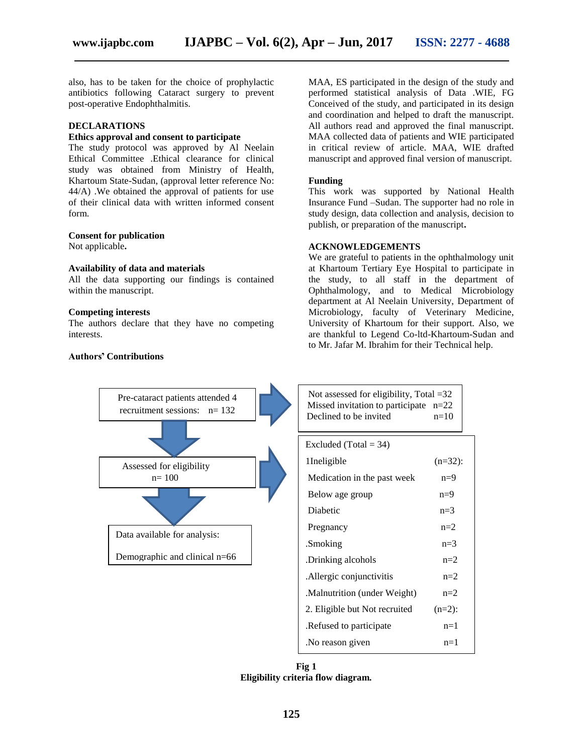also, has to be taken for the choice of prophylactic antibiotics following Cataract surgery to prevent post-operative Endophthalmitis.

## DECLARATIONS

### Ethics approval and consent to participate

The study protocol was approved by Al Neelain Ethical Committee .Ethical clearance for clinical study was obtained from Ministry of Health, Khartoum State-Sudan, (approval letter reference No: 44/A) .We obtained the approval of patients for use of their clinical data with written informed consent form.

### Consent for publication

Not applicable**.**

### Availability of data and materials

All the data supporting our findings is contained within the manuscript.

### Competing interests

The authors declare that they have no competing interests.

### Authors' Contributions

MAA, ES participated in the design of the study and performed statistical analysis of Data .WIE, FG Conceived of the study, and participated in its design and coordination and helped to draft the manuscript. All authors read and approved the final manuscript. MAA collected data of patients and WIE participated in critical review of article. MAA, WIE drafted manuscript and approved final version of manuscript.

### Funding

This work was supported by National Health Insurance Fund –Sudan. The supporter had no role in study design, data collection and analysis, decision to publish, or preparation of the manuscript**.**

## ACKNOWLEDGEMENTS

We are grateful to patients in the ophthalmology unit at Khartoum Tertiary Eye Hospital to participate in the study, to all staff in the department of Ophthalmology, and to Medical Microbiology department at Al Neelain University, Department of Microbiology, faculty of Veterinary Medicine, University of Khartoum for their support. Also, we are thankful to Legend Co-ltd-Khartoum-Sudan and to Mr. Jafar M. Ibrahim for their Technical help.

Pre-cataract patients attended 4 recruitment sessions: n= 132

→ Not assessed for eligibility, Total =32
Missed invitation to participate n=22
Declined to be invited n=10

Assessed for eligibility n= 100

→ Excluded (Total = 34)

| Excluded (Total = 34) | |
|---|---|
| 1Ineligible | (n=32): |
| Medication in the past week | n=9 |
| Below age group | n=9 |
| Diabetic | n=3 |
| Pregnancy | n=2 |
| .Smoking | n=3 |
| .Drinking alcohols | n=2 |
| .Allergic conjunctivitis | n=2 |
| .Malnutrition (under Weight) | n=2 |
| 2. Eligible but Not recruited | (n=2): |
| .Refused to participate | n=1 |
| .No reason given | n=1 |

Data available for analysis:

Demographic and clinical n=66

**Fig 1**
**Eligibility criteria flow diagram.**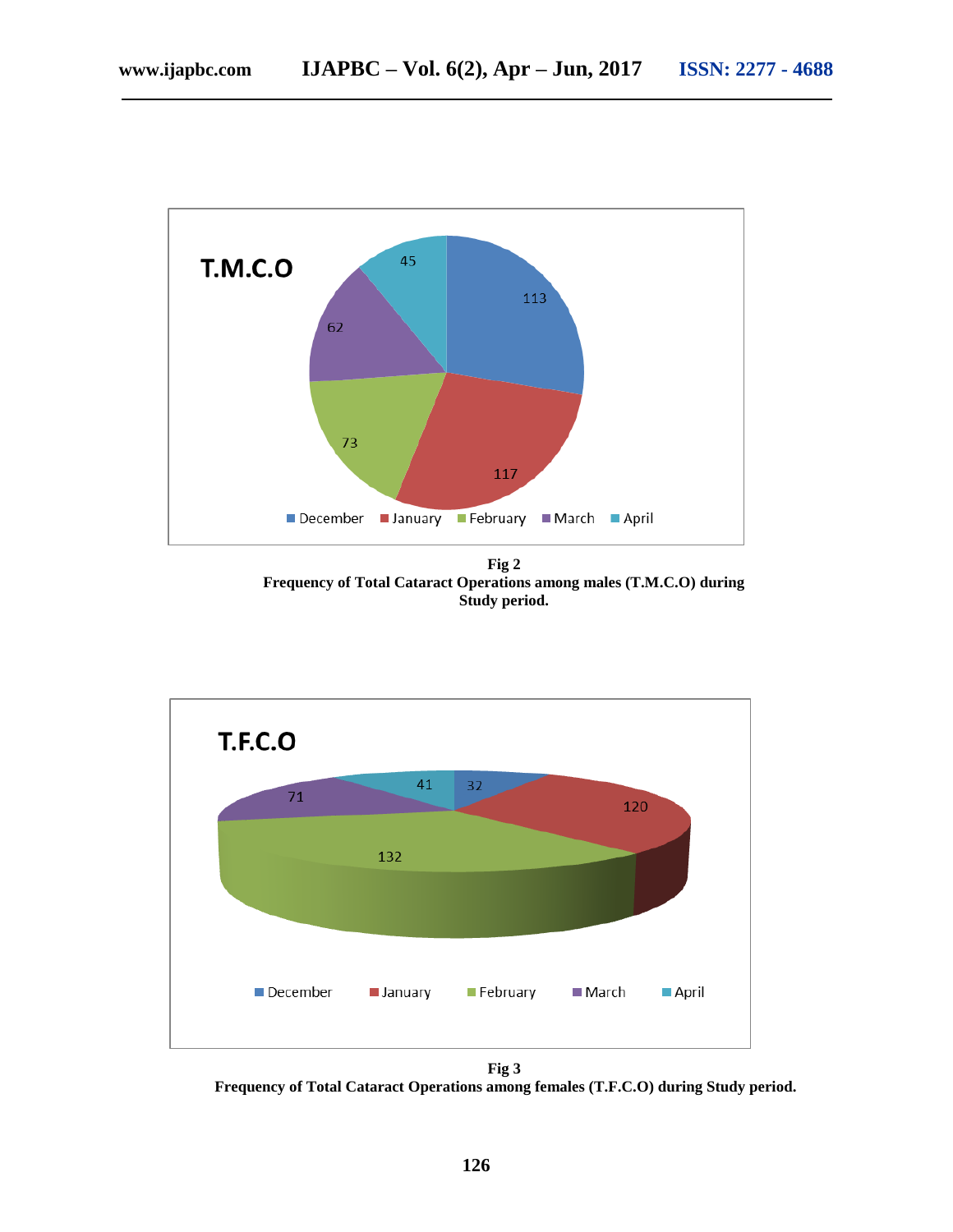**Fig 2**
**Frequency of Total Cataract Operations among males (T.M.C.O) during Study period.**

**Fig 3**
**Frequency of Total Cataract Operations among females (T.F.C.O) during Study period.**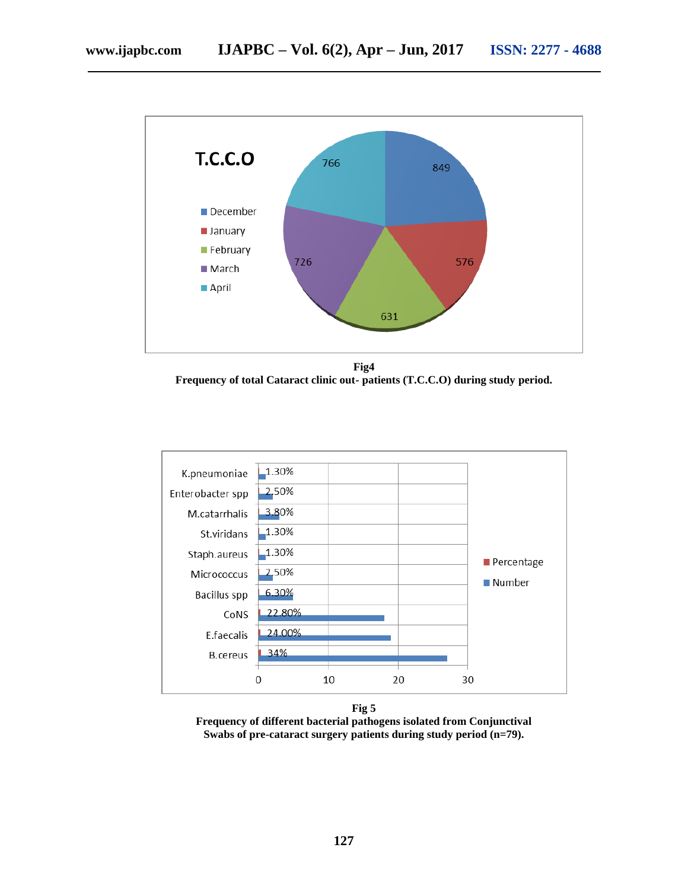**Fig4**
**Frequency of total Cataract clinic out- patients (T.C.C.O) during study period.**

**Fig 5**
**Frequency of different bacterial pathogens isolated from Conjunctival Swabs of pre-cataract surgery patients during study period (n=79).**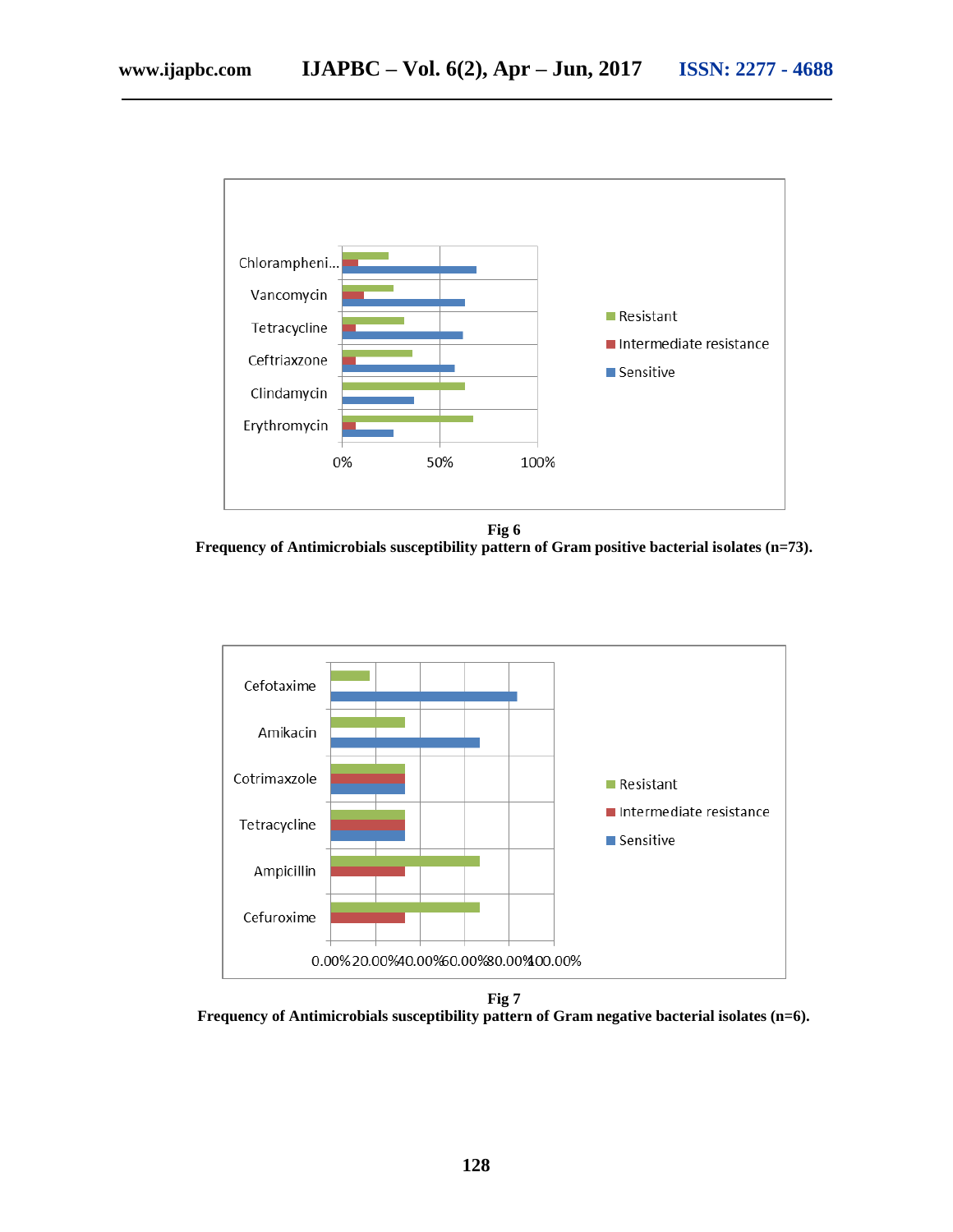**Fig 6**

**Frequency of Antimicrobials susceptibility pattern of Gram positive bacterial isolates (n=73).**

**Fig 7**

**Frequency of Antimicrobials susceptibility pattern of Gram negative bacterial isolates (n=6).**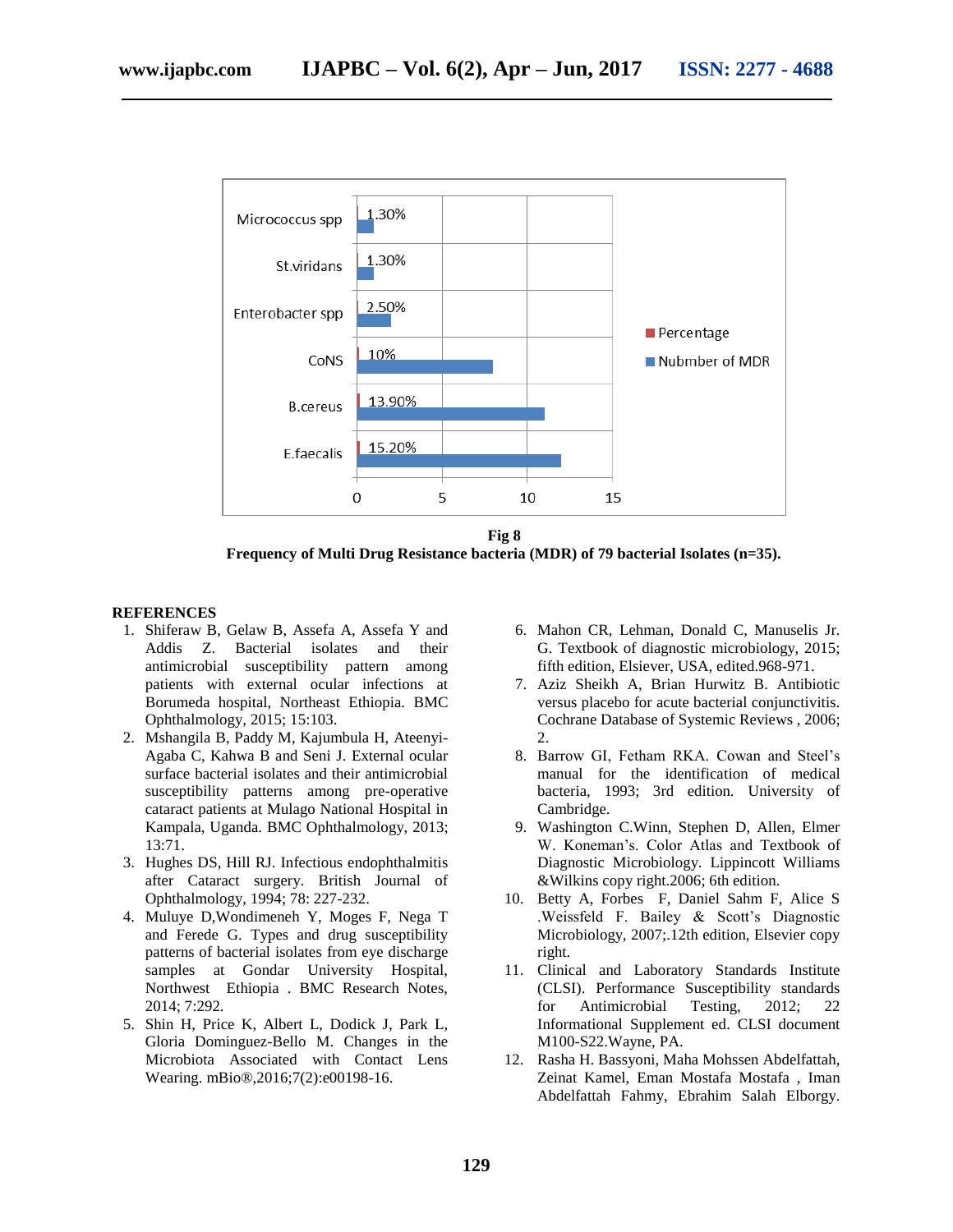| | Nubmber of MDR | Percentage |
|---|---|---|
| Micrococcus spp | | 1.30% |
| St.viridans | | 1.30% |
| Enterobacter spp | | 2.50% |
| CoNS | | 10% |
| B.cereus | | 13.90% |
| E.faecalis | | 15.20% |

**Fig 8**

**Frequency of Multi Drug Resistance bacteria (MDR) of 79 bacterial Isolates (n=35).**

**REFERENCES**

1. Shiferaw B, Gelaw B, Assefa A, Assefa Y and Addis Z. Bacterial isolates and their antimicrobial susceptibility pattern among patients with external ocular infections at Borumeda hospital, Northeast Ethiopia. BMC Ophthalmology, 2015; 15:103.
2. Mshangila B, Paddy M, Kajumbula H, Ateenyi-Agaba C, Kahwa B and Seni J. External ocular surface bacterial isolates and their antimicrobial susceptibility patterns among pre-operative cataract patients at Mulago National Hospital in Kampala, Uganda. BMC Ophthalmology, 2013; 13:71.
3. Hughes DS, Hill RJ. Infectious endophthalmitis after Cataract surgery. British Journal of Ophthalmology, 1994; 78: 227-232.
4. Muluye D,Wondimeneh Y, Moges F, Nega T and Ferede G. Types and drug susceptibility patterns of bacterial isolates from eye discharge samples at Gondar University Hospital, Northwest Ethiopia . BMC Research Notes, 2014; 7:292.
5. Shin H, Price K, Albert L, Dodick J, Park L, Gloria Dominguez-Bello M. Changes in the Microbiota Associated with Contact Lens Wearing. mBio®,2016;7(2):e00198-16.
6. Mahon CR, Lehman, Donald C, Manuselis Jr. G. Textbook of diagnostic microbiology, 2015; fifth edition, Elsiever, USA, edited.968-971.
7. Aziz Sheikh A, Brian Hurwitz B. Antibiotic versus placebo for acute bacterial conjunctivitis. Cochrane Database of Systemic Reviews , 2006; 2.
8. Barrow GI, Fetham RKA. Cowan and Steel's manual for the identification of medical bacteria, 1993; 3rd edition. University of Cambridge.
9. Washington C.Winn, Stephen D, Allen, Elmer W. Koneman's. Color Atlas and Textbook of Diagnostic Microbiology. Lippincott Williams &Wilkins copy right.2006; 6th edition.
10. Betty A, Forbes F, Daniel Sahm F, Alice S .Weissfeld F. Bailey & Scott's Diagnostic Microbiology, 2007;.12th edition, Elsevier copy right.
11. Clinical and Laboratory Standards Institute (CLSI). Performance Susceptibility standards for Antimicrobial Testing, 2012; 22 Informational Supplement ed. CLSI document M100-S22.Wayne, PA.
12. Rasha H. Bassyoni, Maha Mohssen Abdelfattah, Zeinat Kamel, Eman Mostafa Mostafa , Iman Abdelfattah Fahmy, Ebrahim Salah Elborgy.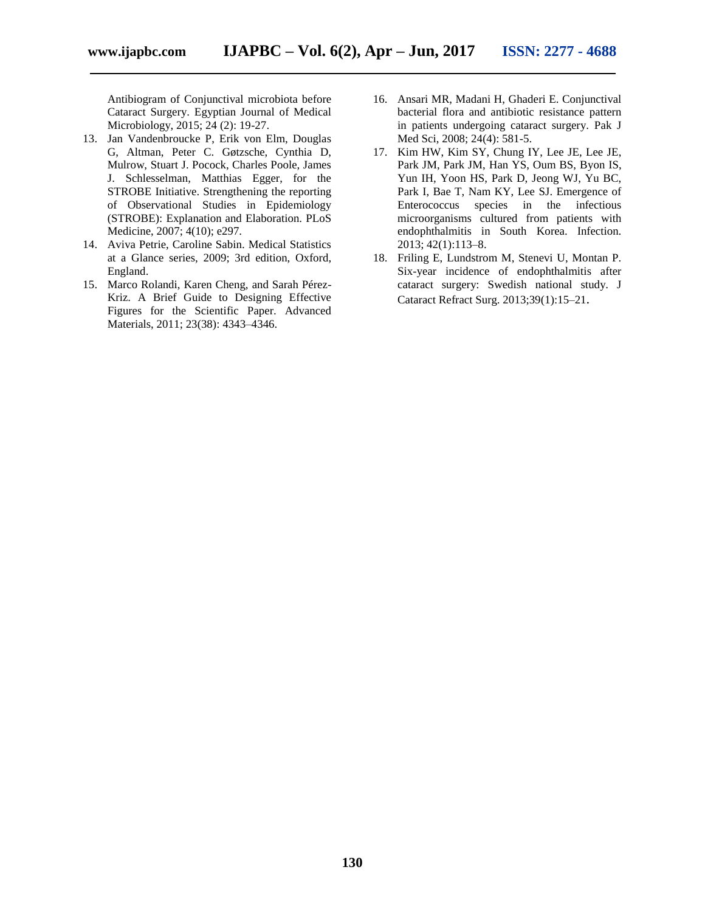Antibiogram of Conjunctival microbiota before Cataract Surgery. Egyptian Journal of Medical Microbiology, 2015; 24 (2): 19-27.

13. Jan Vandenbroucke P, Erik von Elm, Douglas G, Altman, Peter C. Gøtzsche, Cynthia D, Mulrow, Stuart J. Pocock, Charles Poole, James J. Schlesselman, Matthias Egger, for the STROBE Initiative. Strengthening the reporting of Observational Studies in Epidemiology (STROBE): Explanation and Elaboration. PLoS Medicine, 2007; 4(10); e297.
14. Aviva Petrie, Caroline Sabin. Medical Statistics at a Glance series, 2009; 3rd edition, Oxford, England.
15. Marco Rolandi, Karen Cheng, and Sarah Pérez-Kriz. A Brief Guide to Designing Effective Figures for the Scientific Paper. Advanced Materials, 2011; 23(38): 4343–4346.
16. Ansari MR, Madani H, Ghaderi E. Conjunctival bacterial flora and antibiotic resistance pattern in patients undergoing cataract surgery. Pak J Med Sci, 2008; 24(4): 581-5.
17. Kim HW, Kim SY, Chung IY, Lee JE, Lee JE, Park JM, Park JM, Han YS, Oum BS, Byon IS, Yun IH, Yoon HS, Park D, Jeong WJ, Yu BC, Park I, Bae T, Nam KY, Lee SJ. Emergence of Enterococcus species in the infectious microorganisms cultured from patients with endophthalmitis in South Korea. Infection. 2013; 42(1):113–8.
18. Friling E, Lundstrom M, Stenevi U, Montan P. Six-year incidence of endophthalmitis after cataract surgery: Swedish national study. J Cataract Refract Surg. 2013;39(1):15–21.